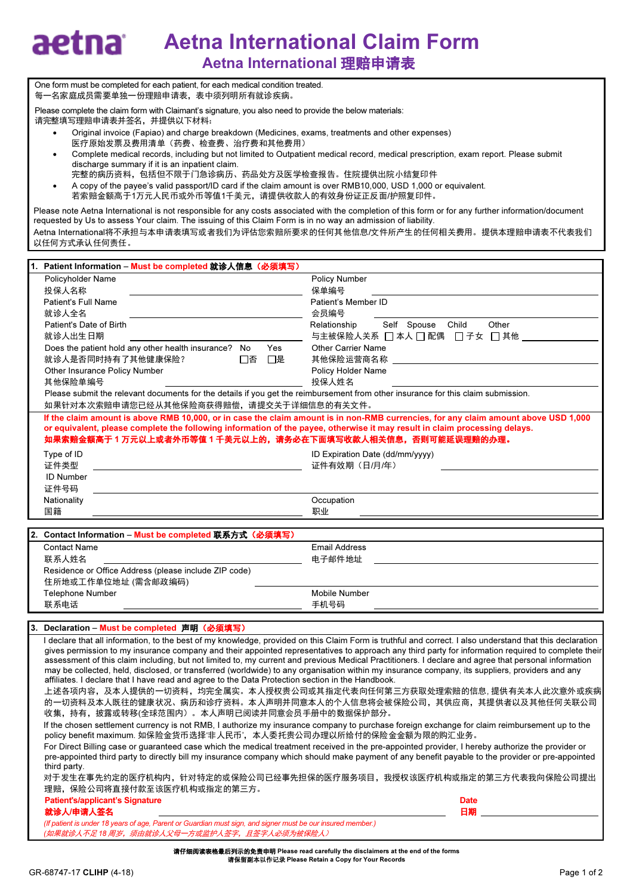# Aetna International Claim Form

## Aetna International 理赔申请表

One form must be completed for each patient, for each medical condition treated.
每一名家庭成员需要单独一份理赔申请表，表中须列明所有就诊疾病。

Please complete the claim form with Claimant's signature, you also need to provide the below materials:
请完整填写理赔申请表并签名，并提供以下材料：

- Original invoice (Fapiao) and charge breakdown (Medicines, exams, treatments and other expenses)
  医疗原始发票及费用清单（药费、检查费、治疗费和其他费用）
- Complete medical records, including but not limited to Outpatient medical record, medical prescription, exam report. Please submit discharge summary if it is an inpatient claim.
  完整的病历资料，包括但不限于门急诊病历、药品处方及医学检查报告。住院提供出院小结复印件
- A copy of the payee's valid passport/ID card if the claim amount is over RMB10,000, USD 1,000 or equivalent.
  若索赔金额高于1万元人民币或外币等值1千美元，请提供收款人的有效身份证正反面/护照复印件。

Please note Aetna International is not responsible for any costs associated with the completion of this form or for any further information/document requested by Us to assess Your claim. The issuing of this Claim Form is in no way an admission of liability.
Aetna International将不承担与本申请表填写或者我们为评估您索赔所要求的任何其他信息/文件所产生的任何相关费用。提供本理赔申请表不代表我们以任何方式承认任何责任。

## 1. Patient Information – Must be completed 就诊人信息（必须填写）

Policyholder Name
投保人名称 ____________________

Policy Number
保单编号 ____________________

Patient's Full Name
就诊人全名 ____________________

Patient's Member ID
会员编号 ____________________

Patient's Date of Birth
就诊人出生日期 ____________________

Relationship
与主被保险人关系 ☐ Self 本人 ☐ Spouse 配偶 ☐ Child 子女 ☐ Other 其他 ____________________

Does the patient hold any other health insurance?
就诊人是否同时持有了其他健康保险？ ☐ No 否 ☐ Yes 是

Other Carrier Name
其他保险运营商名称 ____________________

Other Insurance Policy Number
其他保单编号 ____________________

Policy Holder Name
投保人姓名 ____________________

Please submit the relevant documents for the details if you get the reimbursement from other insurance for this claim submission.
如果针对本次索赔申请您已经从其他保险获得赔偿，请提交关于详细信息的有关文件。

**If the claim amount is above RMB 10,000, or in case the claim amount is in non-RMB currencies, for any claim amount above USD 1,000 or equivalent, please complete the following information of the payee, otherwise it may result in claim processing delays.**
**如果索赔金额高于 1 万元以上或者外币等值 1 千美元以上的，请务必在下面填写收款人相关信息，否则可能延误理赔的办理。**

Type of ID
证件类型 ____________________

ID Expiration Date (dd/mm/yyyy)
证件有效期（日/月/年） ____________________

ID Number
证件号码 ____________________

Nationality
国籍 ____________________

Occupation
职业 ____________________

## 2. Contact Information – Must be completed 联系方式（必须填写）

Contact Name
联系人姓名 ____________________

Email Address
电子邮件地址 ____________________

Residence or Office Address (please include ZIP code)
住所地或工作单位地址 (需含邮政编码) ____________________

Telephone Number
联系电话 ____________________

Mobile Number
手机号码 ____________________

## 3. Declaration – Must be completed 声明（必须填写）

I declare that all information, to the best of my knowledge, provided on this Claim Form is truthful and correct. I also understand that this declaration gives permission to my insurance company and their appointed representatives to approach any third party for information required to complete their assessment of this claim including, but not limited to, my current and previous Medical Practitioners. I declare and agree that personal information may be collected, held, disclosed, or transferred (worldwide) to any organisation within my insurance company, its suppliers, providers and any affiliates. I declare that I have read and agree to the Data Protection section in the Handbook.
上述各项内容，及本人提供的一切资料，均完全属实。本人授权贵公司或其指定代表向任何第三方获取处理索赔的信息，提供有关本人此次意外或疾病的一切资料及本人既往的健康状况、病历和诊疗资料。本人声明并同意本人的个人信息将会被保险公司，其供应商，其提供者以及其他任何关联公司收集，持有，披露或转移(全球范围内）。本人声明已阅读并同意会员手册中的数据保护部分。

If the chosen settlement currency is not RMB, I authorize my insurance company to purchase foreign exchange for claim reimbursement up to the policy benefit maximum. 如保险金货币选择'非人民币'，本人委托贵公司办理以所给付的保险金金额为限的购汇业务。

For Direct Billing case or guaranteed case which the medical treatment received in the pre-appointed provider, I hereby authorize the provider or pre-appointed third party to directly bill my insurance company which should make payment of any benefit payable to the provider or pre-appointed third party.
对于发生在事先约定的医疗机构内，针对特定的或保险公司已经事先担保的医疗服务项目，我授权该医疗机构或指定的第三方代表我向保险公司提出理赔，保险公司将直接付款至该医疗机构或指定的第三方。

**Patient's/applicant's Signature**
**就诊人/申请人签名** ____________________

**Date**
**日期** ____________________

*(If patient is under 18 years of age, Parent or Guardian must sign, and signer must be our insured member.)*
*(如果就诊人不足 18 周岁，须由就诊人父母一方或监护人签字，且签字人必须为被保险人)*

**请仔细阅读表格最后列示的免责申明 Please read carefully the disclaimers at the end of the forms**
**请保留副本以作记录 Please Retain a Copy for Your Records**

GR-68747-17 **CLIHP** (4-18)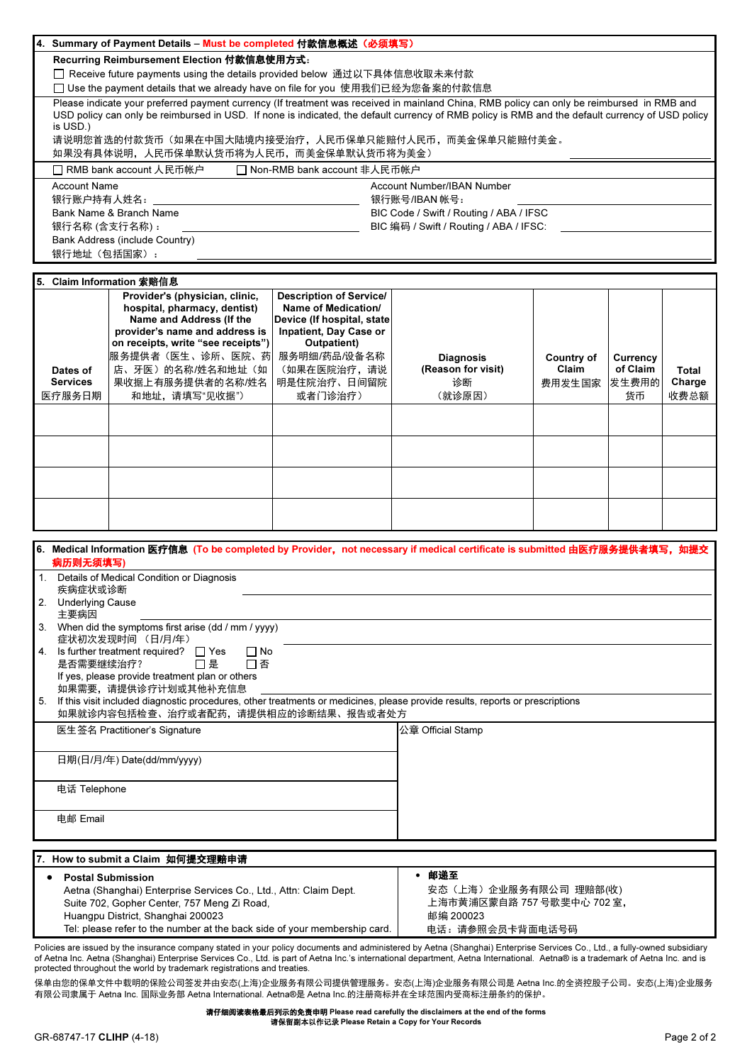## 4. Summary of Payment Details – Must be completed 付款信息概述（必须填写）

**Recurring Reimbursement Election 付款信息使用方式：**

☐ Receive future payments using the details provided below 通过以下具体信息收取未来付款

☐ Use the payment details that we already have on file for you 使用我们已经为您备案的付款信息

Please indicate your preferred payment currency (If treatment was received in mainland China, RMB policy can only be reimbursed in RMB and USD policy can only be reimbursed in USD. If none is indicated, the default currency of RMB policy is RMB and the default currency of USD policy is USD.)

请说明您首选的付款货币（如果在中国大陆境内接受治疗，人民币保单只能赔付人民币，而美金保单只能赔付美金。如果没有具体说明，人民币保单默认货币将为人民币，而美金保单默认货币将为美金）

☐ RMB bank account 人民币帐户 ☐ Non-RMB bank account 非人民币帐户

Account Name
银行账户持有人姓名：

Account Number/IBAN Number
银行账号/IBAN 帐号：

Bank Name & Branch Name
银行名称 (含支行名称)：

BIC Code / Swift / Routing / ABA / IFSC
BIC 编码 / Swift / Routing / ABA / IFSC:

Bank Address (include Country)
银行地址（包括国家）：

## 5. Claim Information 索赔信息

| Dates of Services 医疗服务日期 | Provider's (physician, clinic, hospital, pharmacy, dentist) Name and Address (If the provider's name and address is on receipts, write "see receipts") 服务提供者（医生、诊所、医院、药店、牙医）的名称/姓名和地址（如果收据上有服务提供者的名称/姓名和地址，请填写"见收据"） | Description of Service/ Name of Medication/ Device (If hospital, state Inpatient, Day Case or Outpatient) 服务明细/药品/设备名称（如果在医院治疗，请说明是住院治疗、日间留院或者门诊治疗） | Diagnosis (Reason for visit) 诊断（就诊原因） | Country of Claim 费用发生国家 | Currency of Claim 发生费用的货币 | Total Charge 收费总额 |
|---|---|---|---|---|---|---|
| | | | | | | |
| | | | | | | |
| | | | | | | |
| | | | | | | |

## 6. Medical Information 医疗信息 (To be completed by Provider, not necessary if medical certificate is submitted 由医疗服务提供者填写，如提交病历则无须填写)

1. Details of Medical Condition or Diagnosis
   疾病症状或诊断
2. Underlying Cause
   主要病因
3. When did the symptoms first arise (dd / mm / yyyy)
   症状初次发现时间 （日/月/年）
4. Is further treatment required? ☐ Yes ☐ No
   是否需要继续治疗? ☐ 是 ☐ 否
   If yes, please provide treatment plan or others
   如果需要，请提供诊疗计划或其他补充信息
5. If this visit included diagnostic procedures, other treatments or medicines, please provide results, reports or prescriptions
   如果就诊内容包括检查、治疗或者配药，请提供相应的诊断结果、报告或者处方

医生签名 Practitioner's Signature

日期(日/月/年) Date(dd/mm/yyyy)

电话 Telephone

电邮 Email

公章 Official Stamp

## 7. How to submit a Claim 如何提交理赔申请

- **Postal Submission**
  Aetna (Shanghai) Enterprise Services Co., Ltd., Attn: Claim Dept.
  Suite 702, Gopher Center, 757 Meng Zi Road,
  Huangpu District, Shanghai 200023
  Tel: please refer to the number at the back side of your membership card.

- **邮递至**
  安态（上海）企业服务有限公司 理赔部(收)
  上海市黄浦区蒙自路 757 号歌斐中心 702 室,
  邮编 200023
  电话：请参照会员卡背面电话号码

Policies are issued by the insurance company stated in your policy documents and administered by Aetna (Shanghai) Enterprise Services Co., Ltd., a fully-owned subsidiary of Aetna Inc. Aetna (Shanghai) Enterprise Services Co., Ltd. is part of Aetna Inc.'s international department, Aetna International. Aetna® is a trademark of Aetna Inc. and is protected throughout the world by trademark registrations and treaties.

保单由您的保单文件中载明的保险公司签发并由安态(上海)企业服务有限公司提供管理服务。安态(上海)企业服务有限公司是 Aetna Inc.的全资控股子公司。安态(上海)企业服务有限公司隶属于 Aetna Inc. 国际业务部 Aetna International. Aetna®是 Aetna Inc.的注册商标并在全球范围内受商标注册条约的保护。

**请仔细阅读表格最后列示的免责申明 Please read carefully the disclaimers at the end of the forms**
**请保留副本以作记录 Please Retain a Copy for Your Records**

GR-68747-17 **CLIHP** (4-18)